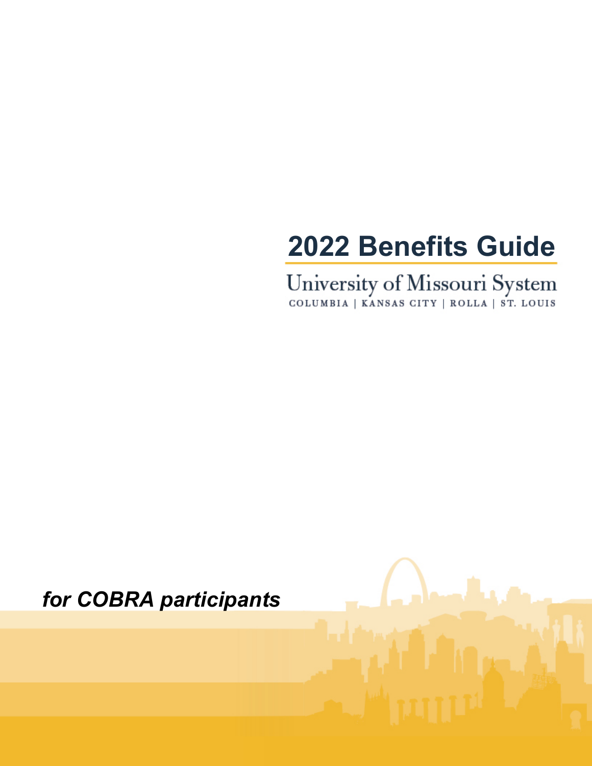# 2022 Benefits Guide

University of Missouri System

COLUMBIA | KANSAS CITY | ROLLA | ST. LOUIS

***for COBRA participants***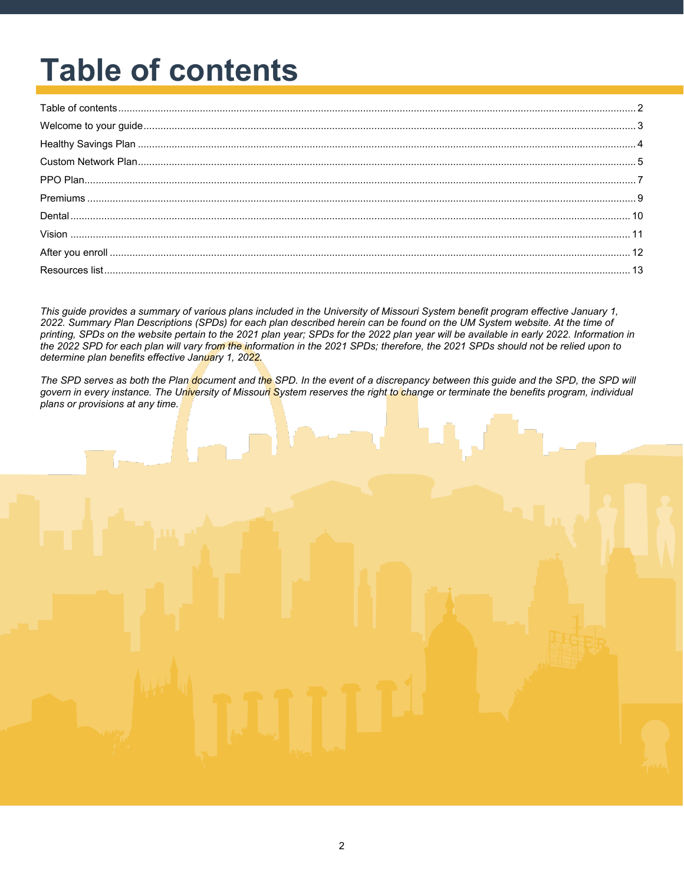# Table of contents

| Section | Page |
|---|---|
| Table of contents | 2 |
| Welcome to your guide | 3 |
| Healthy Savings Plan | 4 |
| Custom Network Plan | 5 |
| PPO Plan | 7 |
| Premiums | 9 |
| Dental | 10 |
| Vision | 11 |
| After you enroll | 12 |
| Resources list | 13 |

*This guide provides a summary of various plans included in the University of Missouri System benefit program effective January 1, 2022. Summary Plan Descriptions (SPDs) for each plan described herein can be found on the UM System website. At the time of printing, SPDs on the website pertain to the 2021 plan year; SPDs for the 2022 plan year will be available in early 2022. Information in the 2022 SPD for each plan will vary from the information in the 2021 SPDs; therefore, the 2021 SPDs should not be relied upon to determine plan benefits effective January 1, 2022.*

*The SPD serves as both the Plan document and the SPD. In the event of a discrepancy between this guide and the SPD, the SPD will govern in every instance. The University of Missouri System reserves the right to change or terminate the benefits program, individual plans or provisions at any time.*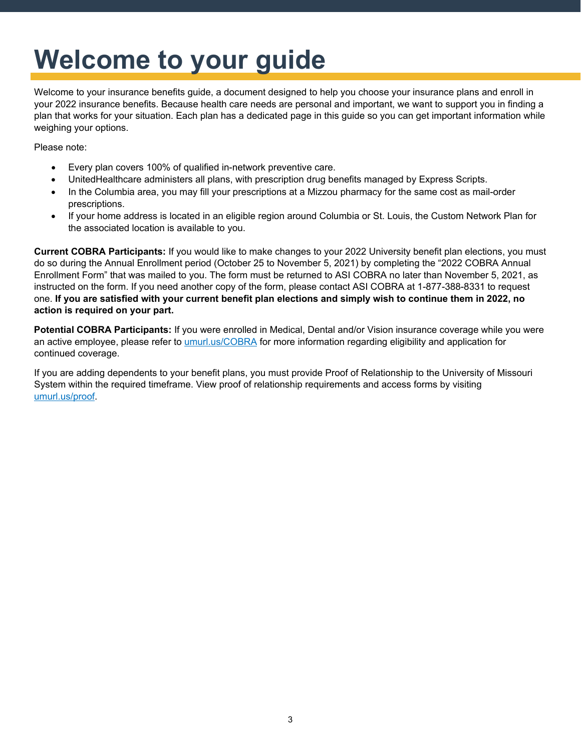# Welcome to your guide

Welcome to your insurance benefits guide, a document designed to help you choose your insurance plans and enroll in your 2022 insurance benefits. Because health care needs are personal and important, we want to support you in finding a plan that works for your situation. Each plan has a dedicated page in this guide so you can get important information while weighing your options.

Please note:

- Every plan covers 100% of qualified in-network preventive care.
- UnitedHealthcare administers all plans, with prescription drug benefits managed by Express Scripts.
- In the Columbia area, you may fill your prescriptions at a Mizzou pharmacy for the same cost as mail-order prescriptions.
- If your home address is located in an eligible region around Columbia or St. Louis, the Custom Network Plan for the associated location is available to you.

**Current COBRA Participants:** If you would like to make changes to your 2022 University benefit plan elections, you must do so during the Annual Enrollment period (October 25 to November 5, 2021) by completing the "2022 COBRA Annual Enrollment Form" that was mailed to you. The form must be returned to ASI COBRA no later than November 5, 2021, as instructed on the form. If you need another copy of the form, please contact ASI COBRA at 1-877-388-8331 to request one. **If you are satisfied with your current benefit plan elections and simply wish to continue them in 2022, no action is required on your part.**

**Potential COBRA Participants:** If you were enrolled in Medical, Dental and/or Vision insurance coverage while you were an active employee, please refer to [umurl.us/COBRA](umurl.us/COBRA) for more information regarding eligibility and application for continued coverage.

If you are adding dependents to your benefit plans, you must provide Proof of Relationship to the University of Missouri System within the required timeframe. View proof of relationship requirements and access forms by visiting [umurl.us/proof](umurl.us/proof).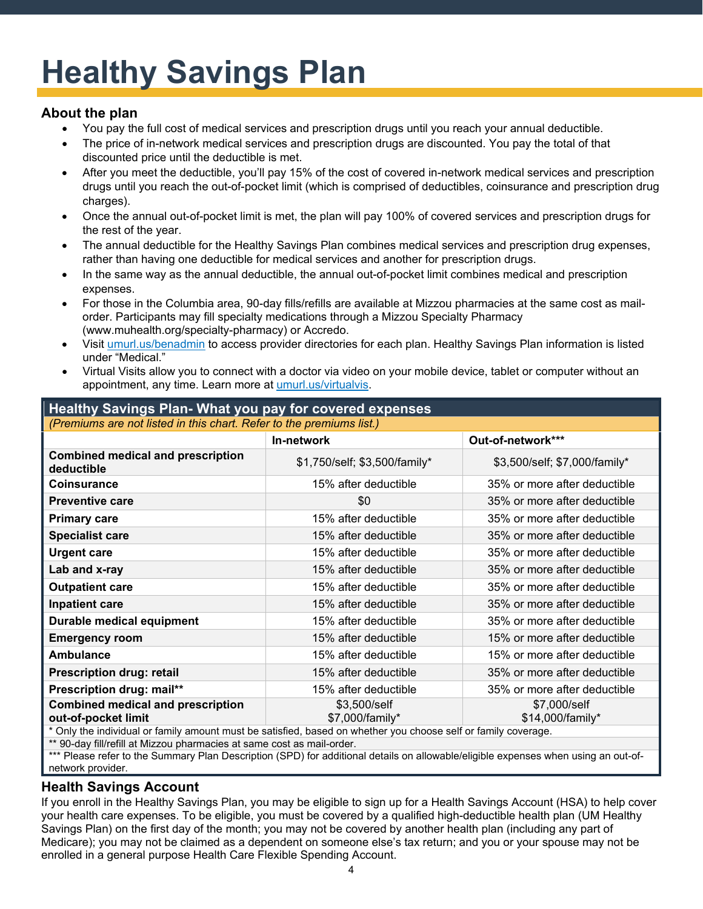# Healthy Savings Plan

## About the plan

- You pay the full cost of medical services and prescription drugs until you reach your annual deductible.
- The price of in-network medical services and prescription drugs are discounted. You pay the total of that discounted price until the deductible is met.
- After you meet the deductible, you'll pay 15% of the cost of covered in-network medical services and prescription drugs until you reach the out-of-pocket limit (which is comprised of deductibles, coinsurance and prescription drug charges).
- Once the annual out-of-pocket limit is met, the plan will pay 100% of covered services and prescription drugs for the rest of the year.
- The annual deductible for the Healthy Savings Plan combines medical services and prescription drug expenses, rather than having one deductible for medical services and another for prescription drugs.
- In the same way as the annual deductible, the annual out-of-pocket limit combines medical and prescription expenses.
- For those in the Columbia area, 90-day fills/refills are available at Mizzou pharmacies at the same cost as mail-order. Participants may fill specialty medications through a Mizzou Specialty Pharmacy (www.muhealth.org/specialty-pharmacy) or Accredo.
- Visit umurl.us/benadmin to access provider directories for each plan. Healthy Savings Plan information is listed under "Medical."
- Virtual Visits allow you to connect with a doctor via video on your mobile device, tablet or computer without an appointment, any time. Learn more at umurl.us/virtualvis.

**Healthy Savings Plan- What you pay for covered expenses**

*(Premiums are not listed in this chart. Refer to the premiums list.)*

| | In-network | Out-of-network*** |
|---|---|---|
| **Combined medical and prescription deductible** | $1,750/self; $3,500/family* | $3,500/self; $7,000/family* |
| **Coinsurance** | 15% after deductible | 35% or more after deductible |
| **Preventive care** | $0 | 35% or more after deductible |
| **Primary care** | 15% after deductible | 35% or more after deductible |
| **Specialist care** | 15% after deductible | 35% or more after deductible |
| **Urgent care** | 15% after deductible | 35% or more after deductible |
| **Lab and x-ray** | 15% after deductible | 35% or more after deductible |
| **Outpatient care** | 15% after deductible | 35% or more after deductible |
| **Inpatient care** | 15% after deductible | 35% or more after deductible |
| **Durable medical equipment** | 15% after deductible | 35% or more after deductible |
| **Emergency room** | 15% after deductible | 15% or more after deductible |
| **Ambulance** | 15% after deductible | 15% or more after deductible |
| **Prescription drug: retail** | 15% after deductible | 35% or more after deductible |
| **Prescription drug: mail**** | 15% after deductible | 35% or more after deductible |
| **Combined medical and prescription out-of-pocket limit** | $3,500/self $7,000/family* | $7,000/self $14,000/family* |

\* Only the individual or family amount must be satisfied, based on whether you choose self or family coverage.

** 90-day fill/refill at Mizzou pharmacies at same cost as mail-order.

*** Please refer to the Summary Plan Description (SPD) for additional details on allowable/eligible expenses when using an out-of-network provider.

## Health Savings Account

If you enroll in the Healthy Savings Plan, you may be eligible to sign up for a Health Savings Account (HSA) to help cover your health care expenses. To be eligible, you must be covered by a qualified high-deductible health plan (UM Healthy Savings Plan) on the first day of the month; you may not be covered by another health plan (including any part of Medicare); you may not be claimed as a dependent on someone else's tax return; and you or your spouse may not be enrolled in a general purpose Health Care Flexible Spending Account.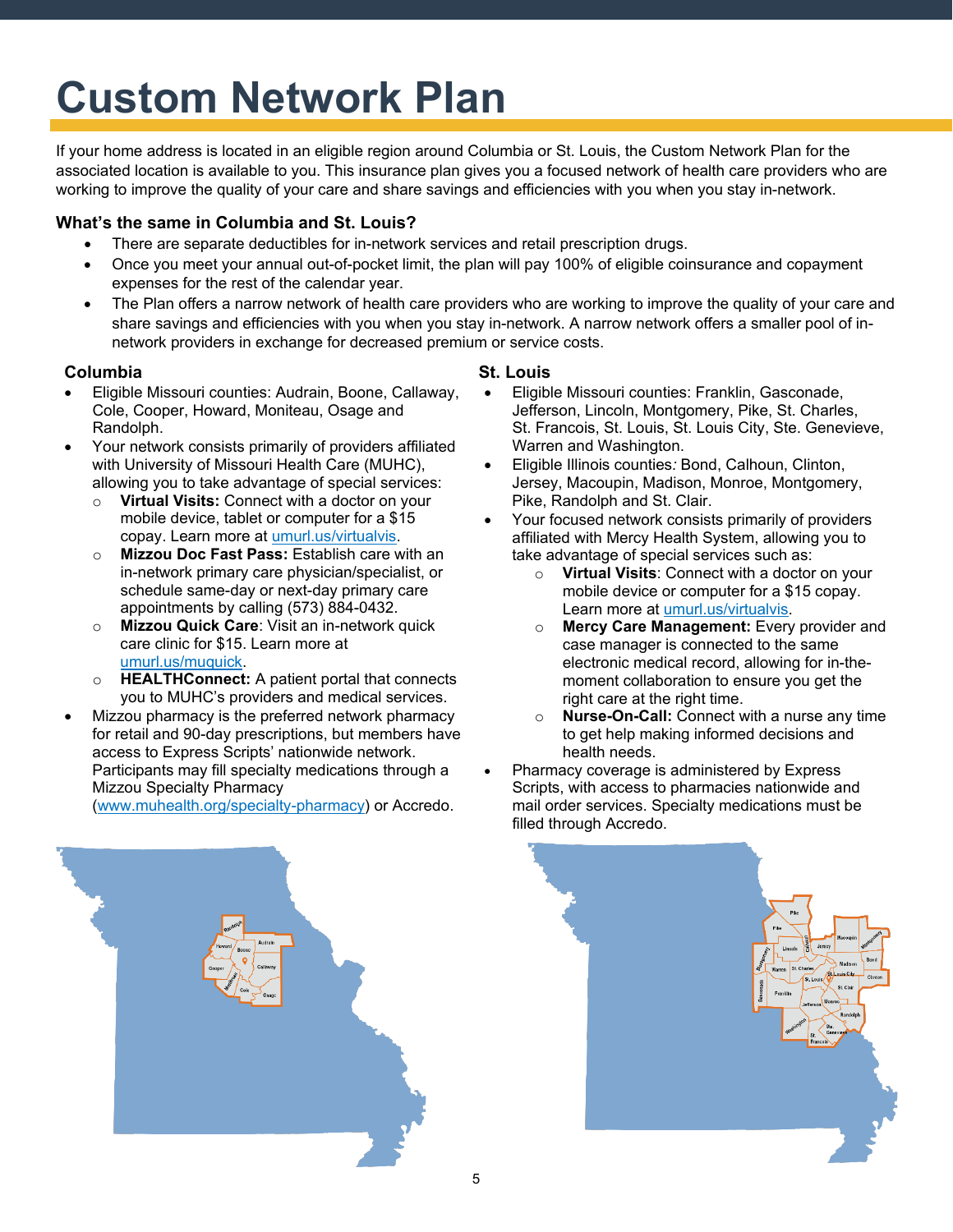# Custom Network Plan

If your home address is located in an eligible region around Columbia or St. Louis, the Custom Network Plan for the associated location is available to you. This insurance plan gives you a focused network of health care providers who are working to improve the quality of your care and share savings and efficiencies with you when you stay in-network.

### What's the same in Columbia and St. Louis?

- There are separate deductibles for in-network services and retail prescription drugs.
- Once you meet your annual out-of-pocket limit, the plan will pay 100% of eligible coinsurance and copayment expenses for the rest of the calendar year.
- The Plan offers a narrow network of health care providers who are working to improve the quality of your care and share savings and efficiencies with you when you stay in-network. A narrow network offers a smaller pool of in-network providers in exchange for decreased premium or service costs.

### Columbia

- Eligible Missouri counties: Audrain, Boone, Callaway, Cole, Cooper, Howard, Moniteau, Osage and Randolph.
- Your network consists primarily of providers affiliated with University of Missouri Health Care (MUHC), allowing you to take advantage of special services:
  - **Virtual Visits:** Connect with a doctor on your mobile device, tablet or computer for a $15 copay. Learn more at umurl.us/virtualvis.
  - **Mizzou Doc Fast Pass:** Establish care with an in-network primary care physician/specialist, or schedule same-day or next-day primary care appointments by calling (573) 884-0432.
  - **Mizzou Quick Care**: Visit an in-network quick care clinic for $15. Learn more at umurl.us/muquick.
  - **HEALTHConnect:** A patient portal that connects you to MUHC's providers and medical services.
- Mizzou pharmacy is the preferred network pharmacy for retail and 90-day prescriptions, but members have access to Express Scripts' nationwide network. Participants may fill specialty medications through a Mizzou Specialty Pharmacy (www.muhealth.org/specialty-pharmacy) or Accredo.

### St. Louis

- Eligible Missouri counties: Franklin, Gasconade, Jefferson, Lincoln, Montgomery, Pike, St. Charles, St. Francois, St. Louis, St. Louis City, Ste. Genevieve, Warren and Washington.
- Eligible Illinois counties*:* Bond, Calhoun, Clinton, Jersey, Macoupin, Madison, Monroe, Montgomery, Pike, Randolph and St. Clair.
- Your focused network consists primarily of providers affiliated with Mercy Health System, allowing you to take advantage of special services such as:
  - **Virtual Visits**: Connect with a doctor on your mobile device or computer for a $15 copay. Learn more at umurl.us/virtualvis.
  - **Mercy Care Management:** Every provider and case manager is connected to the same electronic medical record, allowing for in-the-moment collaboration to ensure you get the right care at the right time.
  - **Nurse-On-Call:** Connect with a nurse any time to get help making informed decisions and health needs.
- Pharmacy coverage is administered by Express Scripts, with access to pharmacies nationwide and mail order services. Specialty medications must be filled through Accredo.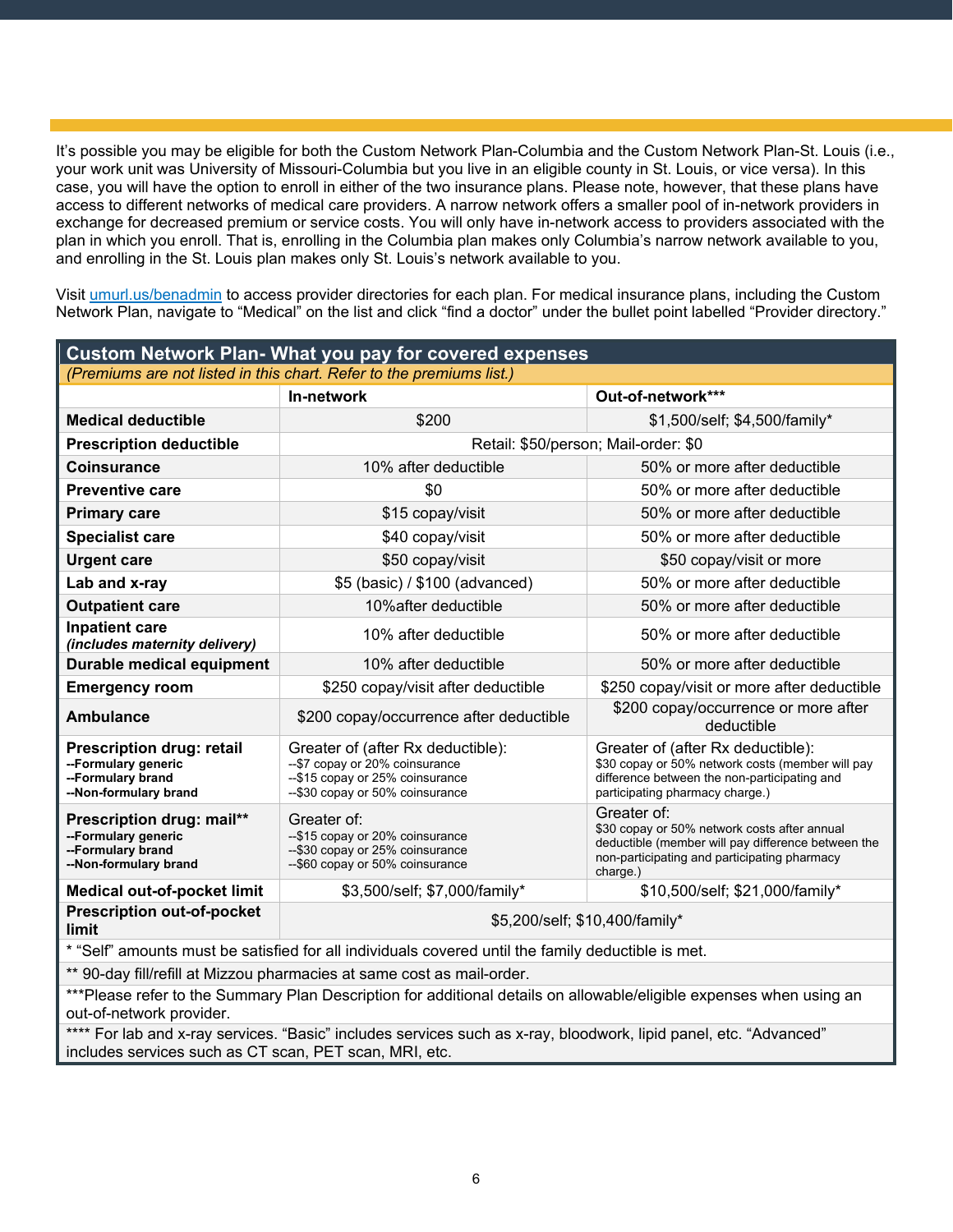It's possible you may be eligible for both the Custom Network Plan-Columbia and the Custom Network Plan-St. Louis (i.e., your work unit was University of Missouri-Columbia but you live in an eligible county in St. Louis, or vice versa). In this case, you will have the option to enroll in either of the two insurance plans. Please note, however, that these plans have access to different networks of medical care providers. A narrow network offers a smaller pool of in-network providers in exchange for decreased premium or service costs. You will only have in-network access to providers associated with the plan in which you enroll. That is, enrolling in the Columbia plan makes only Columbia's narrow network available to you, and enrolling in the St. Louis plan makes only St. Louis's network available to you.

Visit umurl.us/benadmin to access provider directories for each plan. For medical insurance plans, including the Custom Network Plan, navigate to "Medical" on the list and click "find a doctor" under the bullet point labelled "Provider directory."

**Custom Network Plan- What you pay for covered expenses**

*(Premiums are not listed in this chart. Refer to the premiums list.)*

| | In-network | Out-of-network*** |
|---|---|---|
| **Medical deductible** | $200 | $1,500/self; $4,500/family* |
| **Prescription deductible** | Retail: $50/person; Mail-order: $0 | |
| **Coinsurance** | 10% after deductible | 50% or more after deductible |
| **Preventive care** | $0 | 50% or more after deductible |
| **Primary care** | $15 copay/visit | 50% or more after deductible |
| **Specialist care** | $40 copay/visit | 50% or more after deductible |
| **Urgent care** | $50 copay/visit | $50 copay/visit or more |
| **Lab and x-ray** | $5 (basic) / $100 (advanced) | 50% or more after deductible |
| **Outpatient care** | 10%after deductible | 50% or more after deductible |
| **Inpatient care** *(includes maternity delivery)* | 10% after deductible | 50% or more after deductible |
| **Durable medical equipment** | 10% after deductible | 50% or more after deductible |
| **Emergency room** | $250 copay/visit after deductible | $250 copay/visit or more after deductible |
| **Ambulance** | $200 copay/occurrence after deductible | $200 copay/occurrence or more after deductible |
| **Prescription drug: retail** --Formulary generic --Formulary brand --Non-formulary brand | Greater of (after Rx deductible): --$7 copay or 20% coinsurance --$15 copay or 25% coinsurance --$30 copay or 50% coinsurance | Greater of (after Rx deductible): $30 copay or 50% network costs (member will pay difference between the non-participating and participating pharmacy charge.) |
| **Prescription drug: mail**** --Formulary generic --Formulary brand --Non-formulary brand | Greater of: --$15 copay or 20% coinsurance --$30 copay or 25% coinsurance --$60 copay or 50% coinsurance | Greater of: $30 copay or 50% network costs after annual deductible (member will pay difference between the non-participating and participating pharmacy charge.) |
| **Medical out-of-pocket limit** | $3,500/self; $7,000/family* | $10,500/self; $21,000/family* |
| **Prescription out-of-pocket limit** | $5,200/self; $10,400/family* | |

\* "Self" amounts must be satisfied for all individuals covered until the family deductible is met.

** 90-day fill/refill at Mizzou pharmacies at same cost as mail-order.

***Please refer to the Summary Plan Description for additional details on allowable/eligible expenses when using an out-of-network provider.

**** For lab and x-ray services. "Basic" includes services such as x-ray, bloodwork, lipid panel, etc. "Advanced" includes services such as CT scan, PET scan, MRI, etc.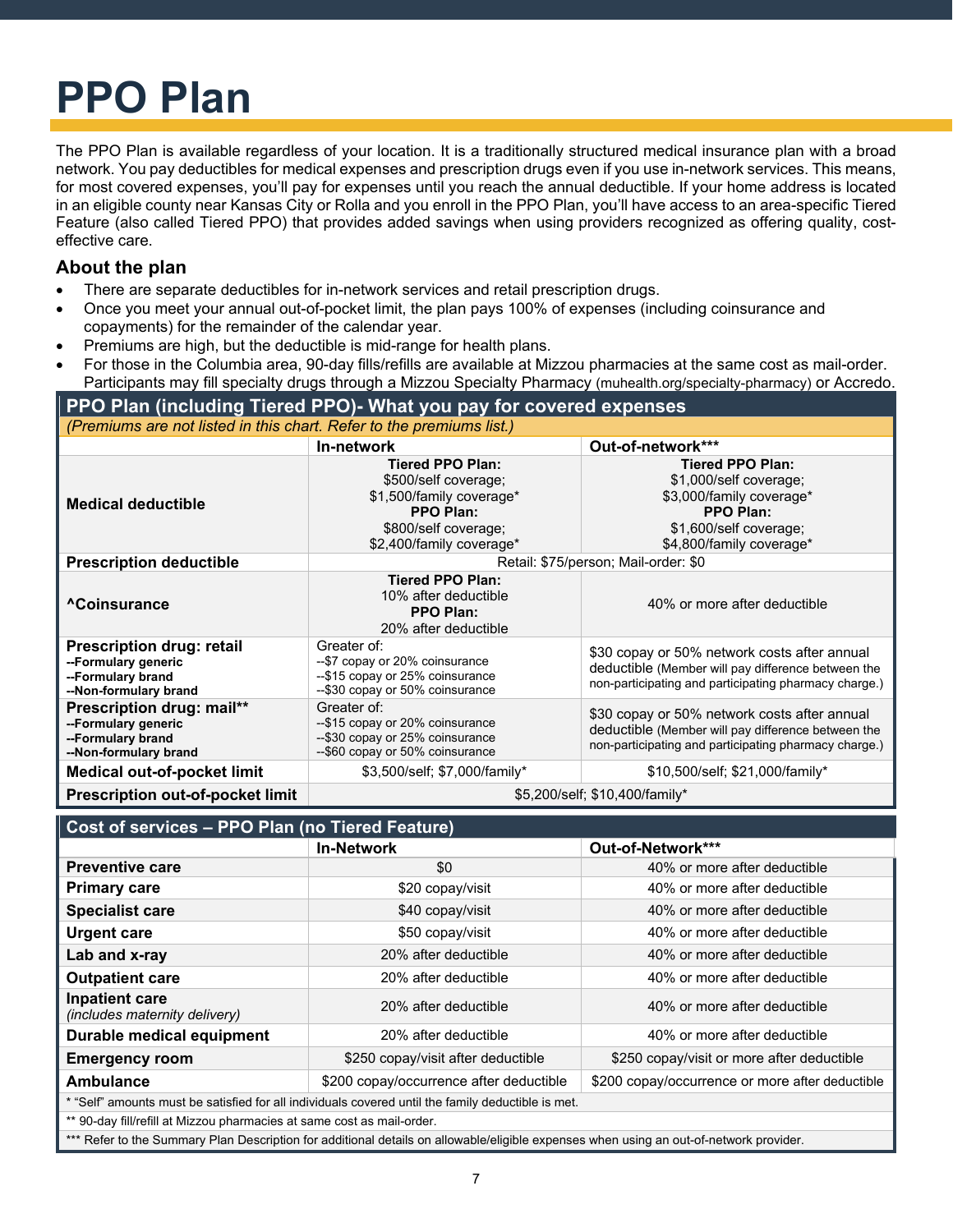# PPO Plan

The PPO Plan is available regardless of your location. It is a traditionally structured medical insurance plan with a broad network. You pay deductibles for medical expenses and prescription drugs even if you use in-network services. This means, for most covered expenses, you'll pay for expenses until you reach the annual deductible. If your home address is located in an eligible county near Kansas City or Rolla and you enroll in the PPO Plan, you'll have access to an area-specific Tiered Feature (also called Tiered PPO) that provides added savings when using providers recognized as offering quality, cost-effective care.

## About the plan

- There are separate deductibles for in-network services and retail prescription drugs.
- Once you meet your annual out-of-pocket limit, the plan pays 100% of expenses (including coinsurance and copayments) for the remainder of the calendar year.
- Premiums are high, but the deductible is mid-range for health plans.
- For those in the Columbia area, 90-day fills/refills are available at Mizzou pharmacies at the same cost as mail-order. Participants may fill specialty drugs through a Mizzou Specialty Pharmacy (muhealth.org/specialty-pharmacy) or Accredo.

| **PPO Plan (including Tiered PPO)- What you pay for covered expenses** | | |
|---|---|---|
| *(Premiums are not listed in this chart. Refer to the premiums list.)* | | |
| | **In-network** | **Out-of-network*** ** |
| **Medical deductible** | **Tiered PPO Plan:** $500/self coverage; $1,500/family coverage* **PPO Plan:** $800/self coverage; $2,400/family coverage* | **Tiered PPO Plan:** $1,000/self coverage; $3,000/family coverage* **PPO Plan:** $1,600/self coverage; $4,800/family coverage* |
| **Prescription deductible** | Retail: $75/person; Mail-order: $0 | |
| **^Coinsurance** | **Tiered PPO Plan:** 10% after deductible **PPO Plan:** 20% after deductible | 40% or more after deductible |
| **Prescription drug: retail** --Formulary generic --Formulary brand --Non-formulary brand | Greater of: --$7 copay or 20% coinsurance --$15 copay or 25% coinsurance --$30 copay or 50% coinsurance | $30 copay or 50% network costs after annual deductible (Member will pay difference between the non-participating and participating pharmacy charge.) |
| **Prescription drug: mail**** --Formulary generic --Formulary brand --Non-formulary brand | Greater of: --$15 copay or 20% coinsurance --$30 copay or 25% coinsurance --$60 copay or 50% coinsurance | $30 copay or 50% network costs after annual deductible (Member will pay difference between the non-participating and participating pharmacy charge.) |
| **Medical out-of-pocket limit** | $3,500/self; $7,000/family* | $10,500/self; $21,000/family* |
| **Prescription out-of-pocket limit** | $5,200/self; $10,400/family* | |

| **Cost of services – PPO Plan (no Tiered Feature)** | **In-Network** | **Out-of-Network*** ** |
|---|---|---|
| **Preventive care** | $0 | 40% or more after deductible |
| **Primary care** | $20 copay/visit | 40% or more after deductible |
| **Specialist care** | $40 copay/visit | 40% or more after deductible |
| **Urgent care** | $50 copay/visit | 40% or more after deductible |
| **Lab and x-ray** | 20% after deductible | 40% or more after deductible |
| **Outpatient care** | 20% after deductible | 40% or more after deductible |
| **Inpatient care** *(includes maternity delivery)* | 20% after deductible | 40% or more after deductible |
| **Durable medical equipment** | 20% after deductible | 40% or more after deductible |
| **Emergency room** | $250 copay/visit after deductible | $250 copay/visit or more after deductible |
| **Ambulance** | $200 copay/occurrence after deductible | $200 copay/occurrence or more after deductible |

\* "Self" amounts must be satisfied for all individuals covered until the family deductible is met.

** 90-day fill/refill at Mizzou pharmacies at same cost as mail-order.

*** Refer to the Summary Plan Description for additional details on allowable/eligible expenses when using an out-of-network provider.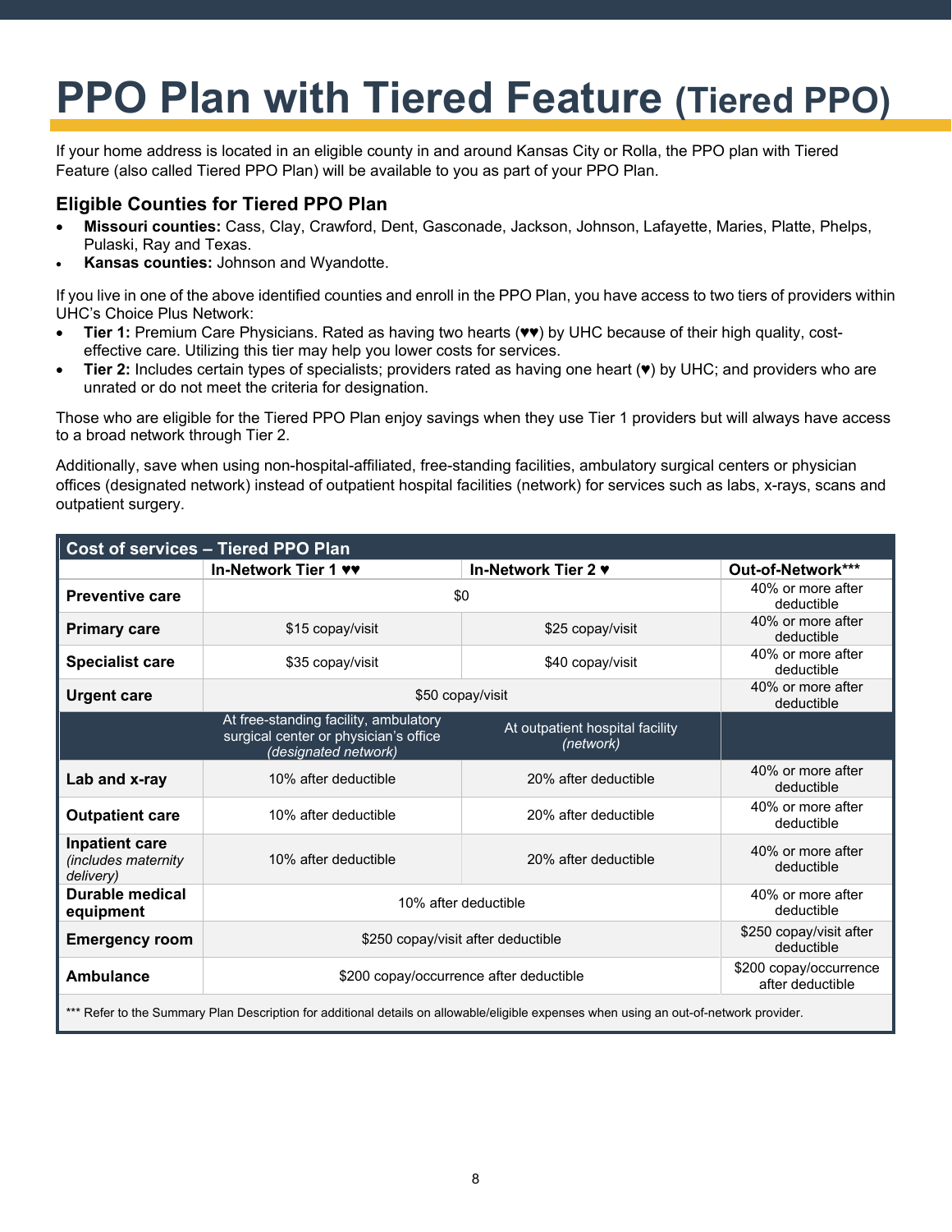# PPO Plan with Tiered Feature (Tiered PPO)

If your home address is located in an eligible county in and around Kansas City or Rolla, the PPO plan with Tiered Feature (also called Tiered PPO Plan) will be available to you as part of your PPO Plan.

## Eligible Counties for Tiered PPO Plan

- **Missouri counties:** Cass, Clay, Crawford, Dent, Gasconade, Jackson, Johnson, Lafayette, Maries, Platte, Phelps, Pulaski, Ray and Texas.
- **Kansas counties:** Johnson and Wyandotte.

If you live in one of the above identified counties and enroll in the PPO Plan, you have access to two tiers of providers within UHC's Choice Plus Network:

- **Tier 1:** Premium Care Physicians. Rated as having two hearts (♥♥) by UHC because of their high quality, cost-effective care. Utilizing this tier may help you lower costs for services.
- **Tier 2:** Includes certain types of specialists; providers rated as having one heart (♥) by UHC; and providers who are unrated or do not meet the criteria for designation.

Those who are eligible for the Tiered PPO Plan enjoy savings when they use Tier 1 providers but will always have access to a broad network through Tier 2.

Additionally, save when using non-hospital-affiliated, free-standing facilities, ambulatory surgical centers or physician offices (designated network) instead of outpatient hospital facilities (network) for services such as labs, x-rays, scans and outpatient surgery.

| Cost of services – Tiered PPO Plan | In-Network Tier 1 ♥♥ | In-Network Tier 2 ♥ | Out-of-Network*** |
|---|---|---|---|
| **Preventive care** | $0 | $0 | 40% or more after deductible |
| **Primary care** | $15 copay/visit | $25 copay/visit | 40% or more after deductible |
| **Specialist care** | $35 copay/visit | $40 copay/visit | 40% or more after deductible |
| **Urgent care** | $50 copay/visit | $50 copay/visit | 40% or more after deductible |
| | At free-standing facility, ambulatory surgical center or physician's office *(designated network)* | At outpatient hospital facility *(network)* | |
| **Lab and x-ray** | 10% after deductible | 20% after deductible | 40% or more after deductible |
| **Outpatient care** | 10% after deductible | 20% after deductible | 40% or more after deductible |
| **Inpatient care** *(includes maternity delivery)* | 10% after deductible | 20% after deductible | 40% or more after deductible |
| **Durable medical equipment** | 10% after deductible | 10% after deductible | 40% or more after deductible |
| **Emergency room** | $250 copay/visit after deductible | $250 copay/visit after deductible | $250 copay/visit after deductible |
| **Ambulance** | $200 copay/occurrence after deductible | $200 copay/occurrence after deductible | $200 copay/occurrence after deductible |

*** Refer to the Summary Plan Description for additional details on allowable/eligible expenses when using an out-of-network provider.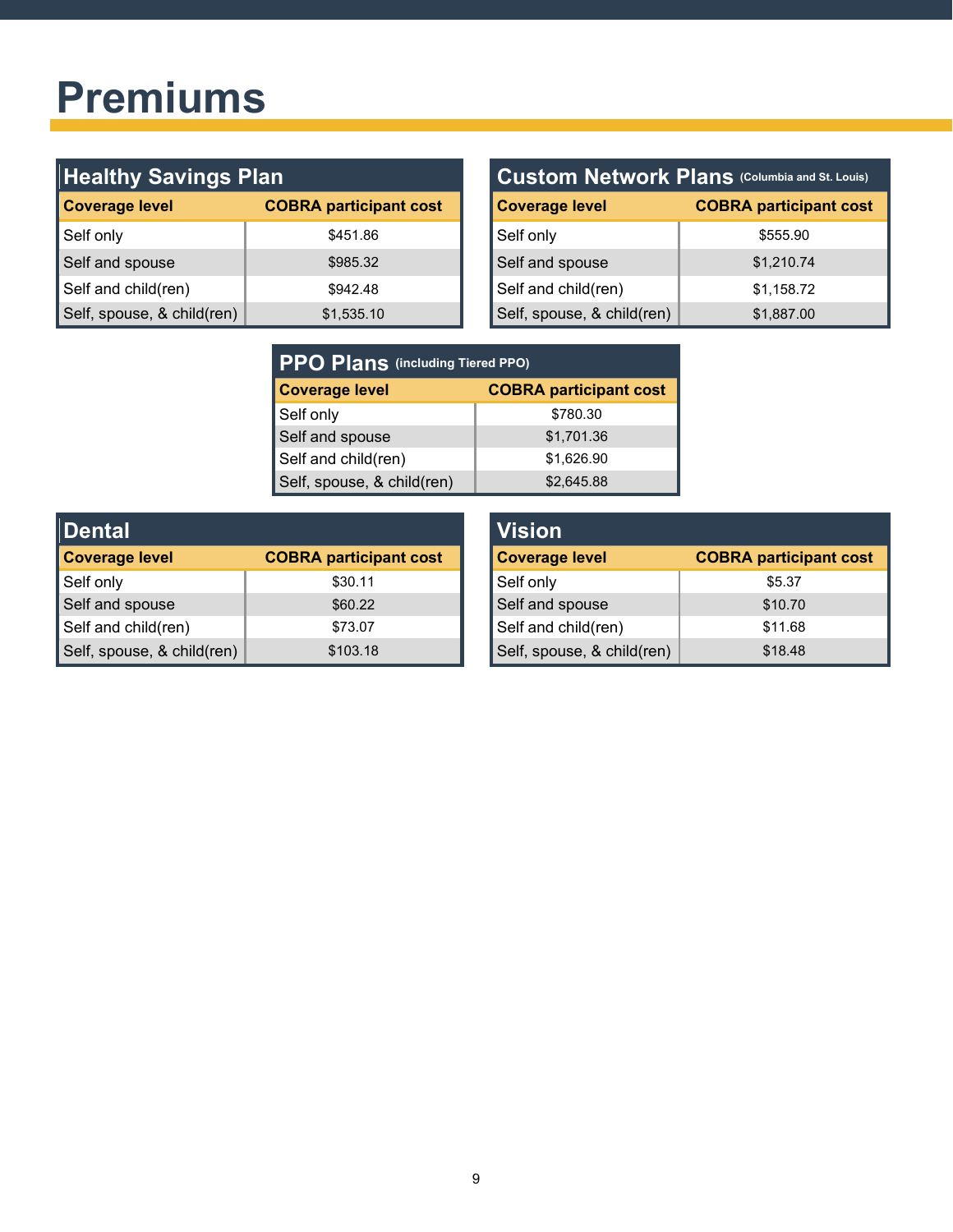# Premiums

## Healthy Savings Plan

| Coverage level | COBRA participant cost |
|---|---|
| Self only | $451.86 |
| Self and spouse | $985.32 |
| Self and child(ren) | $942.48 |
| Self, spouse, & child(ren) | $1,535.10 |

## Custom Network Plans (Columbia and St. Louis)

| Coverage level | COBRA participant cost |
|---|---|
| Self only | $555.90 |
| Self and spouse | $1,210.74 |
| Self and child(ren) | $1,158.72 |
| Self, spouse, & child(ren) | $1,887.00 |

## PPO Plans (including Tiered PPO)

| Coverage level | COBRA participant cost |
|---|---|
| Self only | $780.30 |
| Self and spouse | $1,701.36 |
| Self and child(ren) | $1,626.90 |
| Self, spouse, & child(ren) | $2,645.88 |

## Dental

| Coverage level | COBRA participant cost |
|---|---|
| Self only | $30.11 |
| Self and spouse | $60.22 |
| Self and child(ren) | $73.07 |
| Self, spouse, & child(ren) | $103.18 |

## Vision

| Coverage level | COBRA participant cost |
|---|---|
| Self only | $5.37 |
| Self and spouse | $10.70 |
| Self and child(ren) | $11.68 |
| Self, spouse, & child(ren) | $18.48 |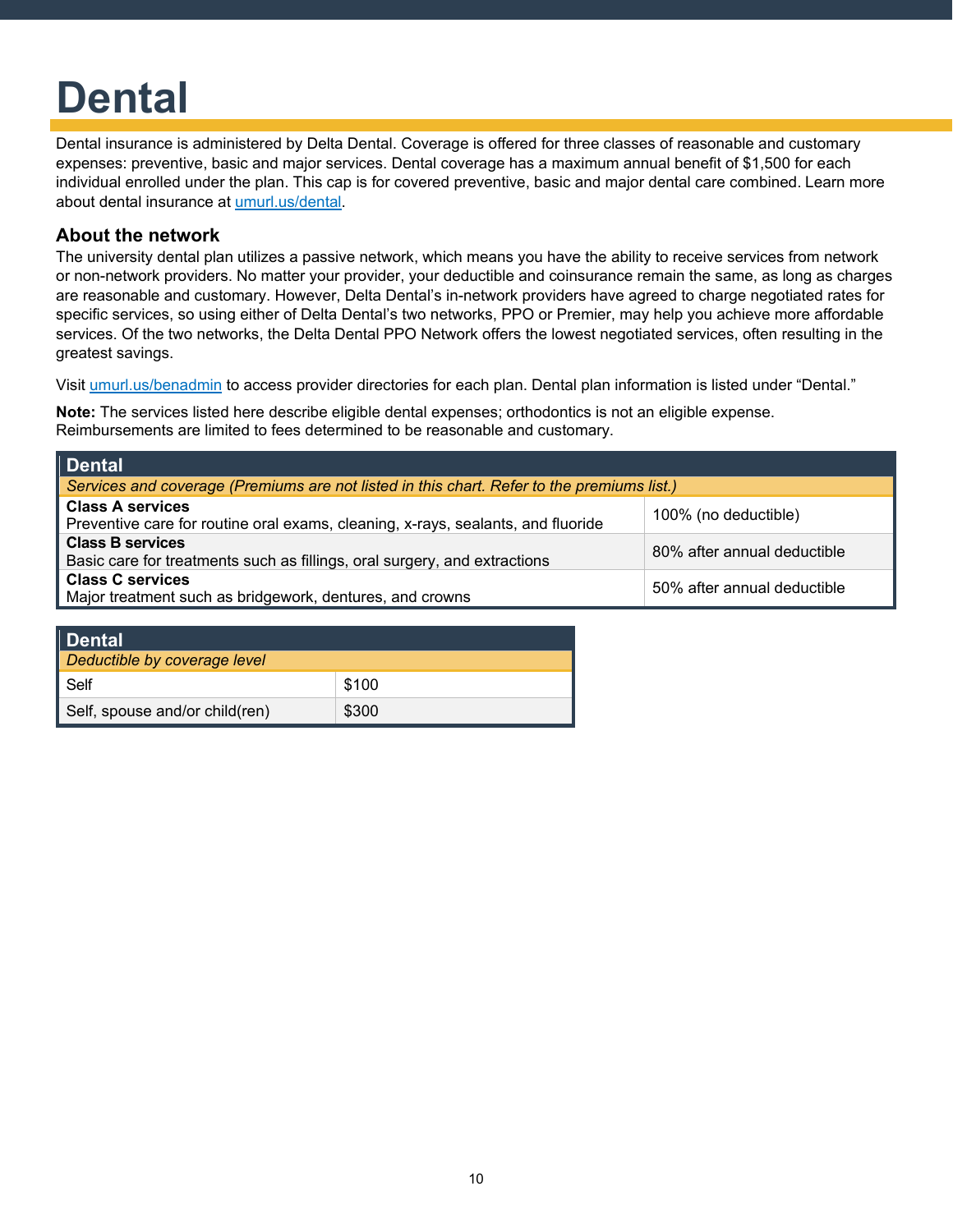# Dental

Dental insurance is administered by Delta Dental. Coverage is offered for three classes of reasonable and customary expenses: preventive, basic and major services. Dental coverage has a maximum annual benefit of $1,500 for each individual enrolled under the plan. This cap is for covered preventive, basic and major dental care combined. Learn more about dental insurance at umurl.us/dental.

## About the network

The university dental plan utilizes a passive network, which means you have the ability to receive services from network or non-network providers. No matter your provider, your deductible and coinsurance remain the same, as long as charges are reasonable and customary. However, Delta Dental's in-network providers have agreed to charge negotiated rates for specific services, so using either of Delta Dental's two networks, PPO or Premier, may help you achieve more affordable services. Of the two networks, the Delta Dental PPO Network offers the lowest negotiated services, often resulting in the greatest savings.

Visit umurl.us/benadmin to access provider directories for each plan. Dental plan information is listed under "Dental."

**Note:** The services listed here describe eligible dental expenses; orthodontics is not an eligible expense. Reimbursements are limited to fees determined to be reasonable and customary.

| Dental | |
|---|---|
| *Services and coverage (Premiums are not listed in this chart. Refer to the premiums list.)* | |
| **Class A services**<br>Preventive care for routine oral exams, cleaning, x-rays, sealants, and fluoride | 100% (no deductible) |
| **Class B services**<br>Basic care for treatments such as fillings, oral surgery, and extractions | 80% after annual deductible |
| **Class C services**<br>Major treatment such as bridgework, dentures, and crowns | 50% after annual deductible |

| Dental | |
|---|---|
| *Deductible by coverage level* | |
| Self | $100 |
| Self, spouse and/or child(ren) | $300 |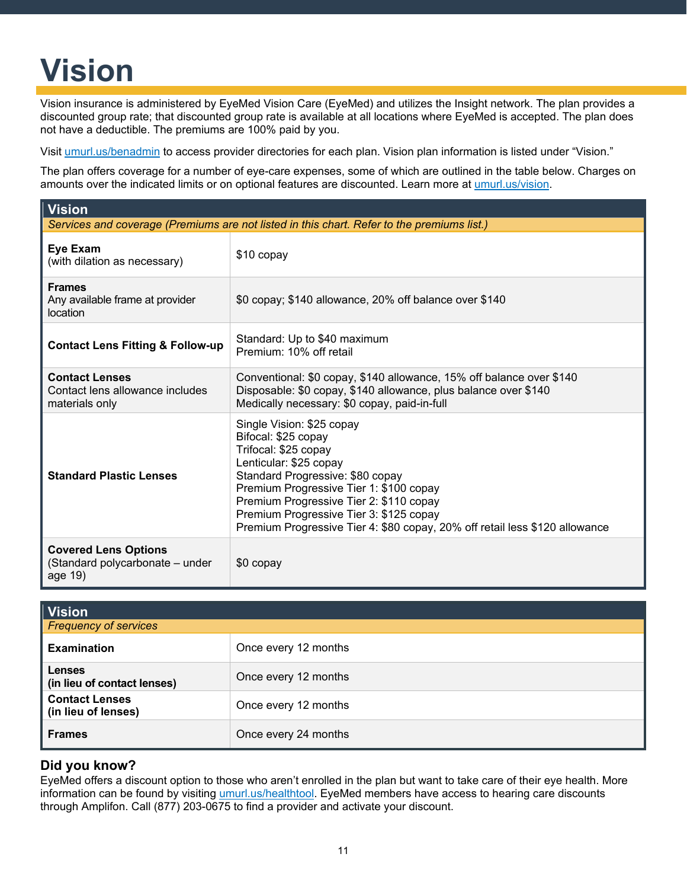# Vision

Vision insurance is administered by EyeMed Vision Care (EyeMed) and utilizes the Insight network. The plan provides a discounted group rate; that discounted group rate is available at all locations where EyeMed is accepted. The plan does not have a deductible. The premiums are 100% paid by you.

Visit [umurl.us/benadmin](umurl.us/benadmin) to access provider directories for each plan. Vision plan information is listed under "Vision."

The plan offers coverage for a number of eye-care expenses, some of which are outlined in the table below. Charges on amounts over the indicated limits or on optional features are discounted. Learn more at [umurl.us/vision](umurl.us/vision).

| Vision | |
|---|---|
| *Services and coverage (Premiums are not listed in this chart. Refer to the premiums list.)* | |
| **Eye Exam**<br>(with dilation as necessary) | $10 copay |
| **Frames**<br>Any available frame at provider location | $0 copay; $140 allowance, 20% off balance over $140 |
| **Contact Lens Fitting & Follow-up** | Standard: Up to $40 maximum<br>Premium: 10% off retail |
| **Contact Lenses**<br>Contact lens allowance includes materials only | Conventional: $0 copay, $140 allowance, 15% off balance over $140<br>Disposable: $0 copay, $140 allowance, plus balance over $140<br>Medically necessary: $0 copay, paid-in-full |
| **Standard Plastic Lenses** | Single Vision: $25 copay<br>Bifocal: $25 copay<br>Trifocal: $25 copay<br>Lenticular: $25 copay<br>Standard Progressive: $80 copay<br>Premium Progressive Tier 1: $100 copay<br>Premium Progressive Tier 2: $110 copay<br>Premium Progressive Tier 3: $125 copay<br>Premium Progressive Tier 4: $80 copay, 20% off retail less $120 allowance |
| **Covered Lens Options**<br>(Standard polycarbonate – under age 19) | $0 copay |

| Vision | |
|---|---|
| *Frequency of services* | |
| **Examination** | Once every 12 months |
| **Lenses (in lieu of contact lenses)** | Once every 12 months |
| **Contact Lenses (in lieu of lenses)** | Once every 12 months |
| **Frames** | Once every 24 months |

## Did you know?

EyeMed offers a discount option to those who aren't enrolled in the plan but want to take care of their eye health. More information can be found by visiting [umurl.us/healthtool](umurl.us/healthtool). EyeMed members have access to hearing care discounts through Amplifon. Call (877) 203-0675 to find a provider and activate your discount.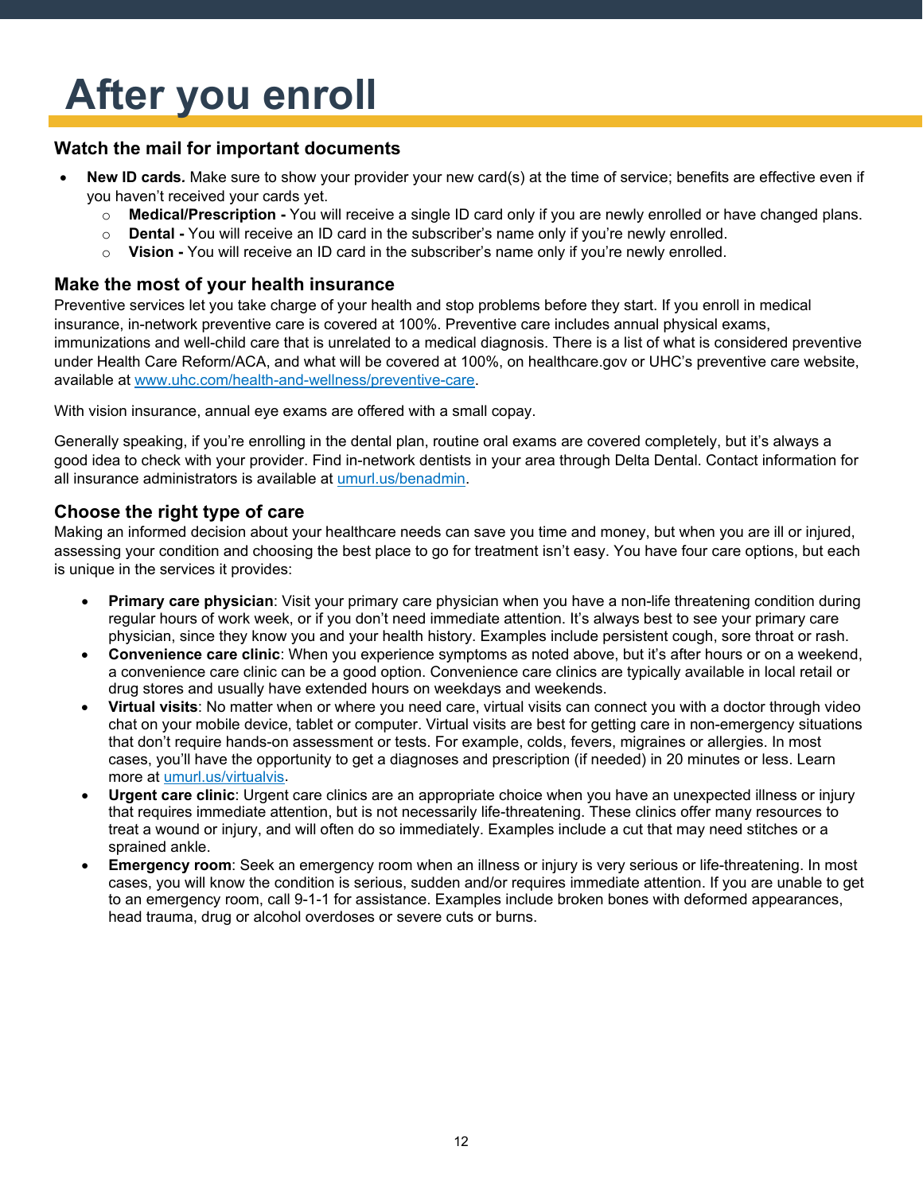# After you enroll

## Watch the mail for important documents

- **New ID cards.** Make sure to show your provider your new card(s) at the time of service; benefits are effective even if you haven't received your cards yet.
  - **Medical/Prescription -** You will receive a single ID card only if you are newly enrolled or have changed plans.
  - **Dental -** You will receive an ID card in the subscriber's name only if you're newly enrolled.
  - **Vision -** You will receive an ID card in the subscriber's name only if you're newly enrolled.

## Make the most of your health insurance

Preventive services let you take charge of your health and stop problems before they start. If you enroll in medical insurance, in-network preventive care is covered at 100%. Preventive care includes annual physical exams, immunizations and well-child care that is unrelated to a medical diagnosis. There is a list of what is considered preventive under Health Care Reform/ACA, and what will be covered at 100%, on healthcare.gov or UHC's preventive care website, available at www.uhc.com/health-and-wellness/preventive-care.

With vision insurance, annual eye exams are offered with a small copay.

Generally speaking, if you're enrolling in the dental plan, routine oral exams are covered completely, but it's always a good idea to check with your provider. Find in-network dentists in your area through Delta Dental. Contact information for all insurance administrators is available at umurl.us/benadmin.

## Choose the right type of care

Making an informed decision about your healthcare needs can save you time and money, but when you are ill or injured, assessing your condition and choosing the best place to go for treatment isn't easy. You have four care options, but each is unique in the services it provides:

- **Primary care physician**: Visit your primary care physician when you have a non-life threatening condition during regular hours of work week, or if you don't need immediate attention. It's always best to see your primary care physician, since they know you and your health history. Examples include persistent cough, sore throat or rash.
- **Convenience care clinic**: When you experience symptoms as noted above, but it's after hours or on a weekend, a convenience care clinic can be a good option. Convenience care clinics are typically available in local retail or drug stores and usually have extended hours on weekdays and weekends.
- **Virtual visits**: No matter when or where you need care, virtual visits can connect you with a doctor through video chat on your mobile device, tablet or computer. Virtual visits are best for getting care in non-emergency situations that don't require hands-on assessment or tests. For example, colds, fevers, migraines or allergies. In most cases, you'll have the opportunity to get a diagnoses and prescription (if needed) in 20 minutes or less. Learn more at umurl.us/virtualvis.
- **Urgent care clinic**: Urgent care clinics are an appropriate choice when you have an unexpected illness or injury that requires immediate attention, but is not necessarily life-threatening. These clinics offer many resources to treat a wound or injury, and will often do so immediately. Examples include a cut that may need stitches or a sprained ankle.
- **Emergency room**: Seek an emergency room when an illness or injury is very serious or life-threatening. In most cases, you will know the condition is serious, sudden and/or requires immediate attention. If you are unable to get to an emergency room, call 9-1-1 for assistance. Examples include broken bones with deformed appearances, head trauma, drug or alcohol overdoses or severe cuts or burns.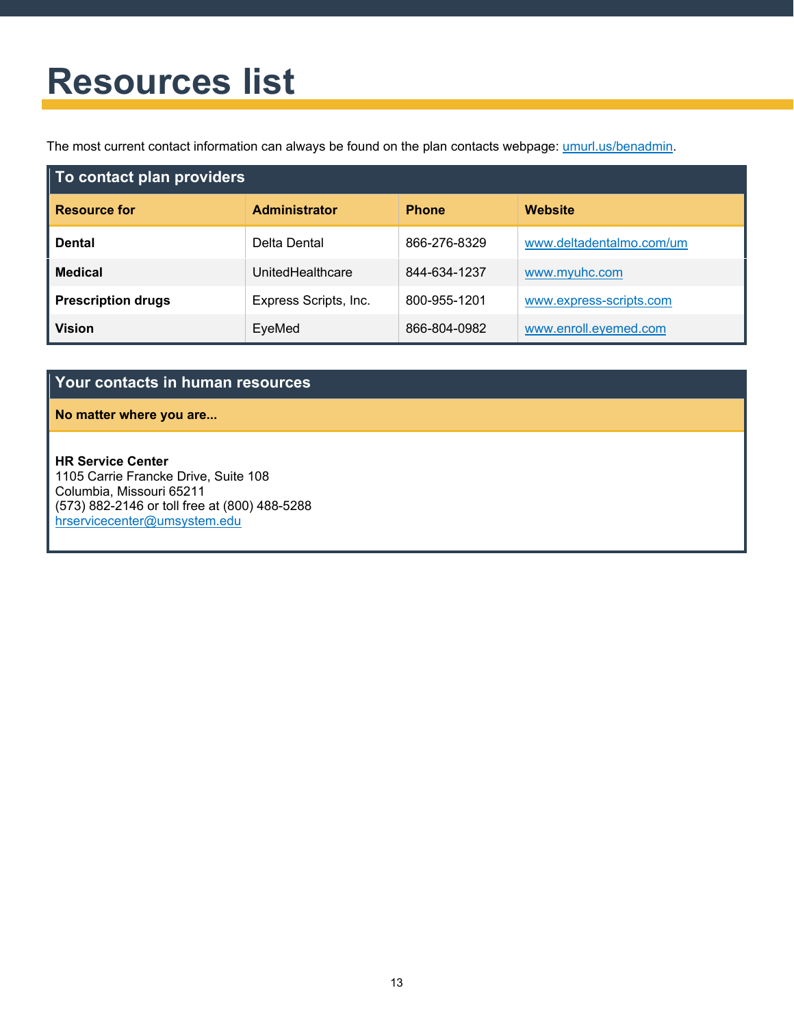# Resources list

The most current contact information can always be found on the plan contacts webpage: umurl.us/benadmin.

## To contact plan providers

| Resource for | Administrator | Phone | Website |
|---|---|---|---|
| **Dental** | Delta Dental | 866-276-8329 | www.deltadentalmo.com/um |
| **Medical** | UnitedHealthcare | 844-634-1237 | www.myuhc.com |
| **Prescription drugs** | Express Scripts, Inc. | 800-955-1201 | www.express-scripts.com |
| **Vision** | EyeMed | 866-804-0982 | www.enroll.eyemed.com |

## Your contacts in human resources

**No matter where you are...**

**HR Service Center**
1105 Carrie Francke Drive, Suite 108
Columbia, Missouri 65211
(573) 882-2146 or toll free at (800) 488-5288
hrservicecenter@umsystem.edu